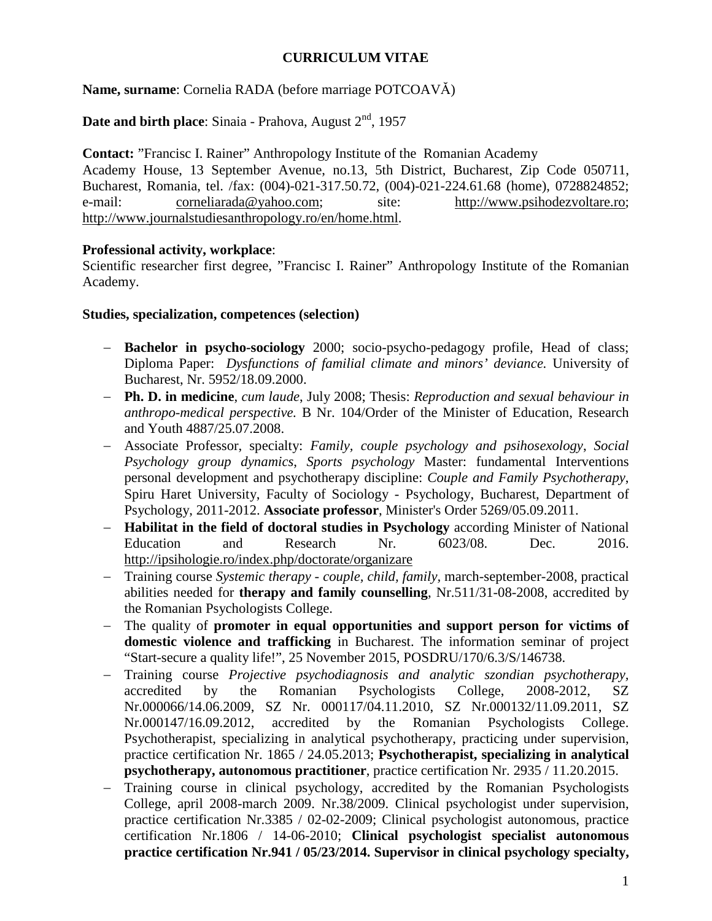# CURRICULUM VITAE

**Name, surname**: Cornelia RADA (before marriage POTCOAVĂ)

**Date and birth place**: Sinaia - Prahova, August 2nd, 1957

**Contact:** "Francisc I. Rainer" Anthropology Institute of the Romanian Academy
Academy House, 13 September Avenue, no.13, 5th District, Bucharest, Zip Code 050711, Bucharest, Romania, tel. /fax: (004)-021-317.50.72, (004)-021-224.61.68 (home), 0728824852; e-mail: corneliarada@yahoo.com; site: http://www.psihodezvoltare.ro; http://www.journalstudiesanthropology.ro/en/home.html.

**Professional activity, workplace**:
Scientific researcher first degree, "Francisc I. Rainer" Anthropology Institute of the Romanian Academy.

**Studies, specialization, competences (selection)**

- **Bachelor in psycho-sociology** 2000; socio-psycho-pedagogy profile, Head of class; Diploma Paper: *Dysfunctions of familial climate and minors' deviance.* University of Bucharest, Nr. 5952/18.09.2000.
- **Ph. D. in medicine**, *cum laude*, July 2008; Thesis: *Reproduction and sexual behaviour in anthropo-medical perspective.* B Nr. 104/Order of the Minister of Education, Research and Youth 4887/25.07.2008.
- Associate Professor, specialty: *Family, couple psychology and psihosexology*, *Social Psychology group dynamics*, *Sports psychology* Master: fundamental Interventions personal development and psychotherapy discipline: *Couple and Family Psychotherapy*, Spiru Haret University, Faculty of Sociology - Psychology, Bucharest, Department of Psychology, 2011-2012. **Associate professor**, Minister's Order 5269/05.09.2011.
- **Habilitat in the field of doctoral studies in Psychology** according Minister of National Education and Research Nr. 6023/08. Dec. 2016. http://ipsihologie.ro/index.php/doctorate/organizare
- Training course *Systemic therapy - couple, child, family*, march-september-2008, practical abilities needed for **therapy and family counselling**, Nr.511/31-08-2008, accredited by the Romanian Psychologists College.
- The quality of **promoter in equal opportunities and support person for victims of domestic violence and trafficking** in Bucharest. The information seminar of project "Start-secure a quality life!", 25 November 2015, POSDRU/170/6.3/S/146738.
- Training course *Projective psychodiagnosis and analytic szondian psychotherapy*, accredited by the Romanian Psychologists College, 2008-2012, SZ Nr.000066/14.06.2009, SZ Nr. 000117/04.11.2010, SZ Nr.000132/11.09.2011, SZ Nr.000147/16.09.2012, accredited by the Romanian Psychologists College. Psychotherapist, specializing in analytical psychotherapy, practicing under supervision, practice certification Nr. 1865 / 24.05.2013; **Psychotherapist, specializing in analytical psychotherapy, autonomous practitioner**, practice certification Nr. 2935 / 11.20.2015.
- Training course in clinical psychology, accredited by the Romanian Psychologists College, april 2008-march 2009. Nr.38/2009. Clinical psychologist under supervision, practice certification Nr.3385 / 02-02-2009; Clinical psychologist autonomous, practice certification Nr.1806 / 14-06-2010; **Clinical psychologist specialist autonomous practice certification Nr.941 / 05/23/2014. Supervisor in clinical psychology specialty,**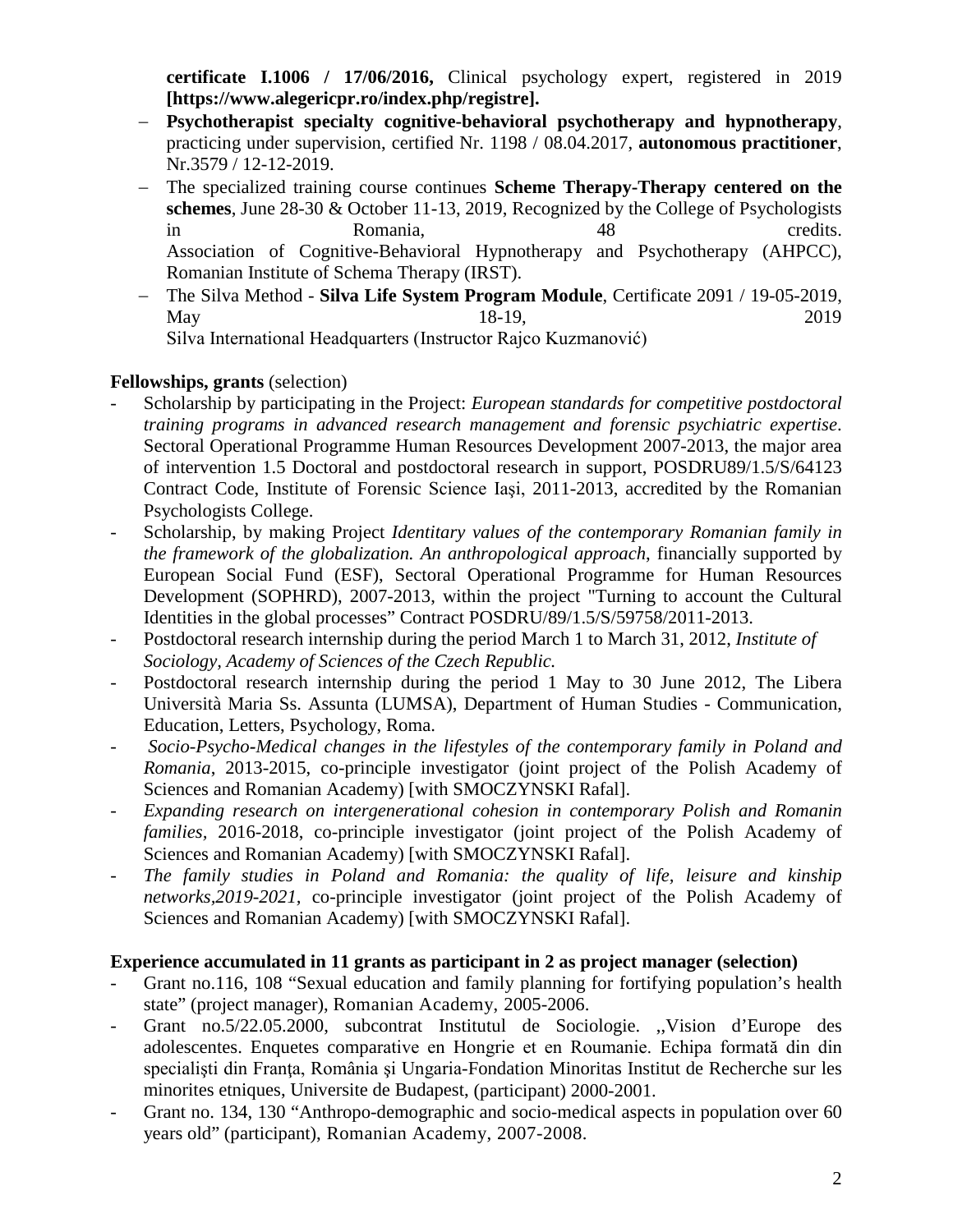**certificate I.1006 / 17/06/2016,** Clinical psychology expert, registered in 2019 **[https://www.alegericpr.ro/index.php/registre].**

- **Psychotherapist specialty cognitive-behavioral psychotherapy and hypnotherapy**, practicing under supervision, certified Nr. 1198 / 08.04.2017, **autonomous practitioner**, Nr.3579 / 12-12-2019.
- The specialized training course continues **Scheme Therapy-Therapy centered on the schemes**, June 28-30 & October 11-13, 2019, Recognized by the College of Psychologists in Romania, 48 credits.
  Association of Cognitive-Behavioral Hypnotherapy and Psychotherapy (AHPCC), Romanian Institute of Schema Therapy (IRST).
- The Silva Method - **Silva Life System Program Module**, Certificate 2091 / 19-05-2019, May 18-19, 2019
  Silva International Headquarters (Instructor Rajco Kuzmanović)

**Fellowships, grants** (selection)

- Scholarship by participating in the Project: *European standards for competitive postdoctoral training programs in advanced research management and forensic psychiatric expertise*. Sectoral Operational Programme Human Resources Development 2007-2013, the major area of intervention 1.5 Doctoral and postdoctoral research in support, POSDRU89/1.5/S/64123 Contract Code, Institute of Forensic Science Iaşi, 2011-2013, accredited by the Romanian Psychologists College.
- Scholarship, by making Project *Identitary values of the contemporary Romanian family in the framework of the globalization. An anthropological approach*, financially supported by European Social Fund (ESF), Sectoral Operational Programme for Human Resources Development (SOPHRD), 2007-2013, within the project "Turning to account the Cultural Identities in the global processes" Contract POSDRU/89/1.5/S/59758/2011-2013.
- Postdoctoral research internship during the period March 1 to March 31, 2012, *Institute of Sociology, Academy of Sciences of the Czech Republic.*
- Postdoctoral research internship during the period 1 May to 30 June 2012, The Libera Università Maria Ss. Assunta (LUMSA), Department of Human Studies - Communication, Education, Letters, Psychology, Roma.
- *Socio-Psycho-Medical changes in the lifestyles of the contemporary family in Poland and Romania*, 2013-2015, co-principle investigator (joint project of the Polish Academy of Sciences and Romanian Academy) [with SMOCZYNSKI Rafal].
- *Expanding research on intergenerational cohesion in contemporary Polish and Romanin families*, 2016-2018, co-principle investigator (joint project of the Polish Academy of Sciences and Romanian Academy) [with SMOCZYNSKI Rafal].
- *The family studies in Poland and Romania: the quality of life, leisure and kinship networks,2019-2021,* co-principle investigator (joint project of the Polish Academy of Sciences and Romanian Academy) [with SMOCZYNSKI Rafal].

**Experience accumulated in 11 grants as participant in 2 as project manager (selection)**

- Grant no.116, 108 "Sexual education and family planning for fortifying population's health state" (project manager), Romanian Academy, 2005-2006.
- Grant no.5/22.05.2000, subcontrat Institutul de Sociologie. ,,Vision d'Europe des adolescentes. Enquetes comparative en Hongrie et en Roumanie. Echipa formată din din specialişti din Franţa, România şi Ungaria-Fondation Minoritas Institut de Recherche sur les minorites etniques, Universite de Budapest, (participant) 2000-2001.
- Grant no. 134, 130 "Anthropo-demographic and socio-medical aspects in population over 60 years old" (participant), Romanian Academy, 2007-2008.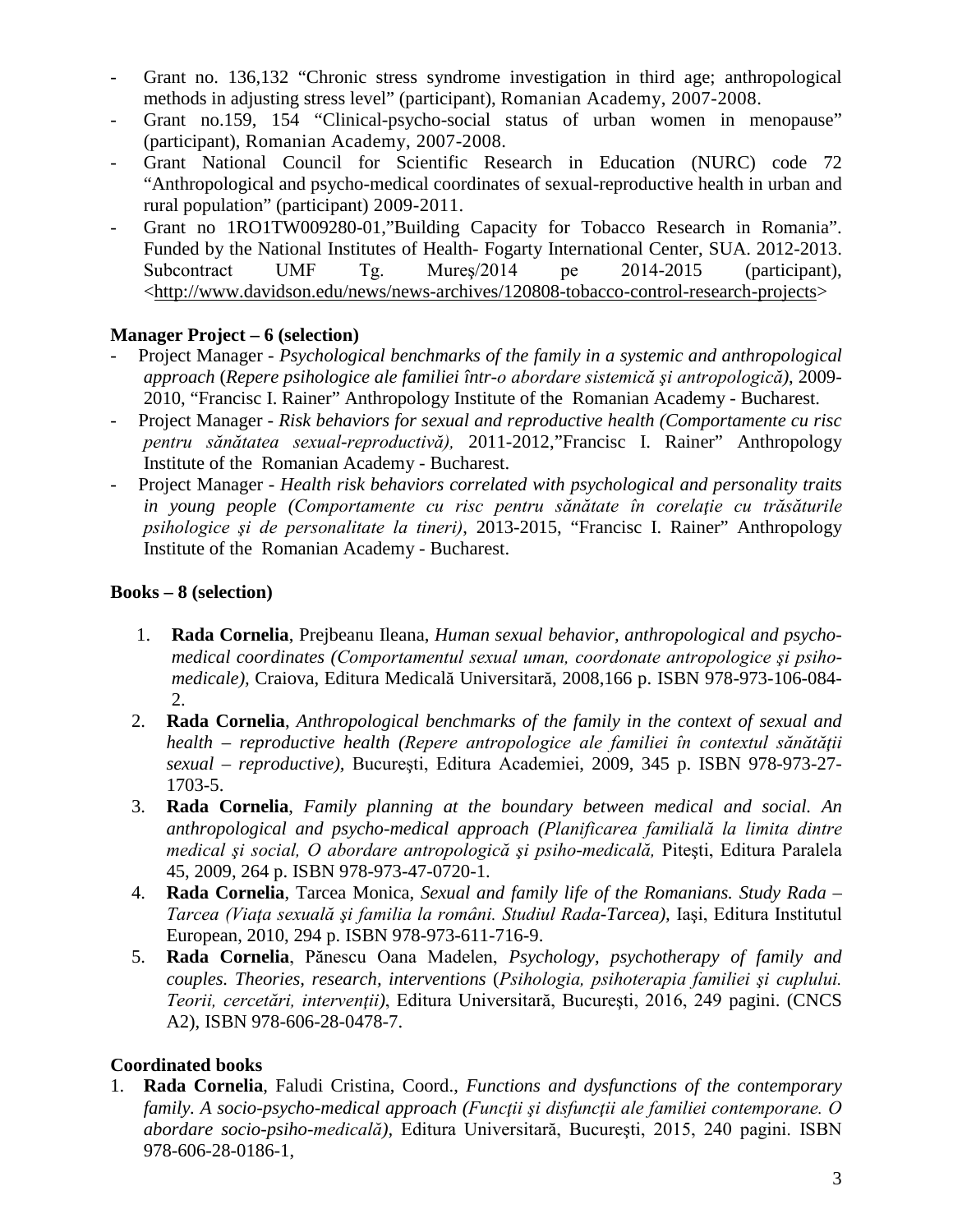- Grant no. 136,132 “Chronic stress syndrome investigation in third age; anthropological methods in adjusting stress level” (participant), Romanian Academy, 2007-2008.
- Grant no.159, 154 “Clinical-psycho-social status of urban women in menopause” (participant), Romanian Academy, 2007-2008.
- Grant National Council for Scientific Research in Education (NURC) code 72 “Anthropological and psycho-medical coordinates of sexual-reproductive health in urban and rural population” (participant) 2009-2011.
- Grant no 1RO1TW009280-01,”Building Capacity for Tobacco Research in Romania”. Funded by the National Institutes of Health- Fogarty International Center, SUA. 2012-2013. Subcontract UMF Tg. Mureş/2014 pe 2014-2015 (participant), <http://www.davidson.edu/news/news-archives/120808-tobacco-control-research-projects>

**Manager Project – 6 (selection)**

- Project Manager - *Psychological benchmarks of the family in a systemic and anthropological approach* (*Repere psihologice ale familiei într-o abordare sistemică şi antropologică)*, 2009-2010, “Francisc I. Rainer” Anthropology Institute of the Romanian Academy - Bucharest.
- Project Manager - *Risk behaviors for sexual and reproductive health (Comportamente cu risc pentru sănătatea sexual-reproductivă),* 2011-2012,”Francisc I. Rainer” Anthropology Institute of the Romanian Academy - Bucharest.
- Project Manager - *Health risk behaviors correlated with psychological and personality traits in young people (Comportamente cu risc pentru sănătate în corelaţie cu trăsăturile psihologice şi de personalitate la tineri)*, 2013-2015, “Francisc I. Rainer” Anthropology Institute of the Romanian Academy - Bucharest.

**Books – 8 (selection)**

1. **Rada Cornelia**, Prejbeanu Ileana, *Human sexual behavior, anthropological and psycho-medical coordinates (Comportamentul sexual uman, coordonate antropologice şi psiho-medicale),* Craiova, Editura Medicală Universitară, 2008,166 p. ISBN 978-973-106-084-2.
2. **Rada Cornelia**, *Anthropological benchmarks of the family in the context of sexual and health – reproductive health (Repere antropologice ale familiei în contextul sănătăţii sexual – reproductive),* Bucureşti, Editura Academiei, 2009, 345 p. ISBN 978-973-27-1703-5.
3. **Rada Cornelia**, *Family planning at the boundary between medical and social. An anthropological and psycho-medical approach (Planificarea familială la limita dintre medical şi social, O abordare antropologică şi psiho-medicală,* Piteşti, Editura Paralela 45, 2009, 264 p. ISBN 978-973-47-0720-1.
4. **Rada Cornelia**, Tarcea Monica, *Sexual and family life of the Romanians. Study Rada – Tarcea (Viaţa sexuală şi familia la români. Studiul Rada-Tarcea),* Iaşi, Editura Institutul European, 2010, 294 p. ISBN 978-973-611-716-9.
5. **Rada Cornelia**, Pănescu Oana Madelen, *Psychology, psychotherapy of family and couples. Theories, research, interventions* (*Psihologia, psihoterapia familiei şi cuplului. Teorii, cercetări, intervenţii)*, Editura Universitară, Bucureşti, 2016, 249 pagini. (CNCS A2), ISBN 978-606-28-0478-7.

**Coordinated books**

1. **Rada Cornelia**, Faludi Cristina, Coord., *Functions and dysfunctions of the contemporary family. A socio-psycho-medical approach (Funcţii şi disfuncţii ale familiei contemporane. O abordare socio-psiho-medicală),* Editura Universitară, Bucureşti, 2015, 240 pagini. ISBN 978-606-28-0186-1,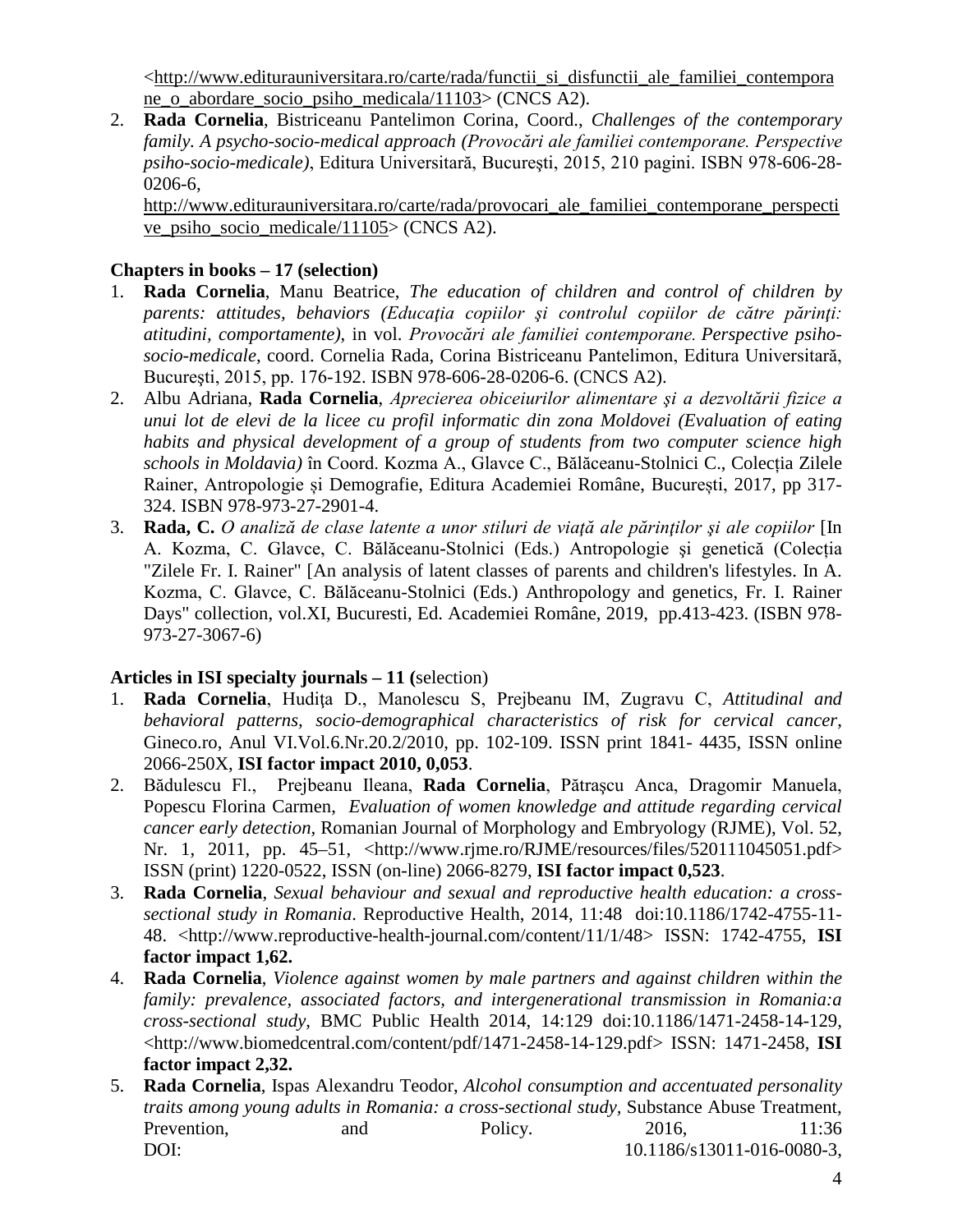<http://www.editurauniversitara.ro/carte/rada/functii_si_disfunctii_ale_familiei_contemporane_o_abordare_socio_psiho_medicala/11103> (CNCS A2).

2. **Rada Cornelia**, Bistriceanu Pantelimon Corina, Coord., *Challenges of the contemporary family. A psycho-socio-medical approach (Provocări ale familiei contemporane. Perspective psiho-socio-medicale)*, Editura Universitară, Bucureşti, 2015, 210 pagini. ISBN 978-606-28-0206-6, http://www.editurauniversitara.ro/carte/rada/provocari_ale_familiei_contemporane_perspective_psiho_socio_medicale/11105> (CNCS A2).

**Chapters in books – 17 (selection)**

1. **Rada Cornelia**, Manu Beatrice, *The education of children and control of children by parents: attitudes, behaviors (Educația copiilor şi controlul copiilor de către părinți: atitudini, comportamente)*, in vol. *Provocări ale familiei contemporane. Perspective psiho-socio-medicale*, coord. Cornelia Rada, Corina Bistriceanu Pantelimon, Editura Universitară, Bucureşti, 2015, pp. 176-192. ISBN 978-606-28-0206-6. (CNCS A2).
2. Albu Adriana, **Rada Cornelia**, *Aprecierea obiceiurilor alimentare şi a dezvoltării fizice a unui lot de elevi de la licee cu profil informatic din zona Moldovei (Evaluation of eating habits and physical development of a group of students from two computer science high schools in Moldavia)* în Coord. Kozma A., Glavce C., Bălăceanu-Stolnici C., Colecția Zilele Rainer, Antropologie și Demografie, Editura Academiei Române, București, 2017, pp 317-324. ISBN 978-973-27-2901-4.
3. **Rada, C.** *O analiză de clase latente a unor stiluri de viaţă ale părinţilor şi ale copiilor* [In A. Kozma, C. Glavce, C. Bălăceanu-Stolnici (Eds.) Antropologie şi genetică (Colecția "Zilele Fr. I. Rainer" [An analysis of latent classes of parents and children's lifestyles. In A. Kozma, C. Glavce, C. Bălăceanu-Stolnici (Eds.) Anthropology and genetics, Fr. I. Rainer Days" collection, vol.XI, Bucuresti, Ed. Academiei Române, 2019, pp.413-423. (ISBN 978-973-27-3067-6)

**Articles in ISI specialty journals – 11 (**selection)

1. **Rada Cornelia**, Hudiţa D., Manolescu S, Prejbeanu IM, Zugravu C, *Attitudinal and behavioral patterns, socio-demographical characteristics of risk for cervical cancer*, Gineco.ro, Anul VI.Vol.6.Nr.20.2/2010, pp. 102-109. ISSN print 1841- 4435, ISSN online 2066-250X, **ISI factor impact 2010, 0,053**.
2. Bădulescu Fl., Prejbeanu Ileana, **Rada Cornelia**, Pătraşcu Anca, Dragomir Manuela, Popescu Florina Carmen, *Evaluation of women knowledge and attitude regarding cervical cancer early detection*, Romanian Journal of Morphology and Embryology (RJME), Vol. 52, Nr. 1, 2011, pp. 45–51, <http://www.rjme.ro/RJME/resources/files/520111045051.pdf> ISSN (print) 1220-0522, ISSN (on-line) 2066-8279, **ISI factor impact 0,523**.
3. **Rada Cornelia**, *Sexual behaviour and sexual and reproductive health education: a cross-sectional study in Romania*. Reproductive Health, 2014, 11:48 doi:10.1186/1742-4755-11-48. <http://www.reproductive-health-journal.com/content/11/1/48> ISSN: 1742-4755, **ISI factor impact 1,62.**
4. **Rada Cornelia**, *Violence against women by male partners and against children within the family: prevalence, associated factors, and intergenerational transmission in Romania:a cross-sectional study*, BMC Public Health 2014, 14:129 doi:10.1186/1471-2458-14-129, <http://www.biomedcentral.com/content/pdf/1471-2458-14-129.pdf> ISSN: 1471-2458, **ISI factor impact 2,32.**
5. **Rada Cornelia**, Ispas Alexandru Teodor, *Alcohol consumption and accentuated personality traits among young adults in Romania: a cross-sectional study*, Substance Abuse Treatment, Prevention, and Policy. 2016, 11:36 DOI: 10.1186/s13011-016-0080-3,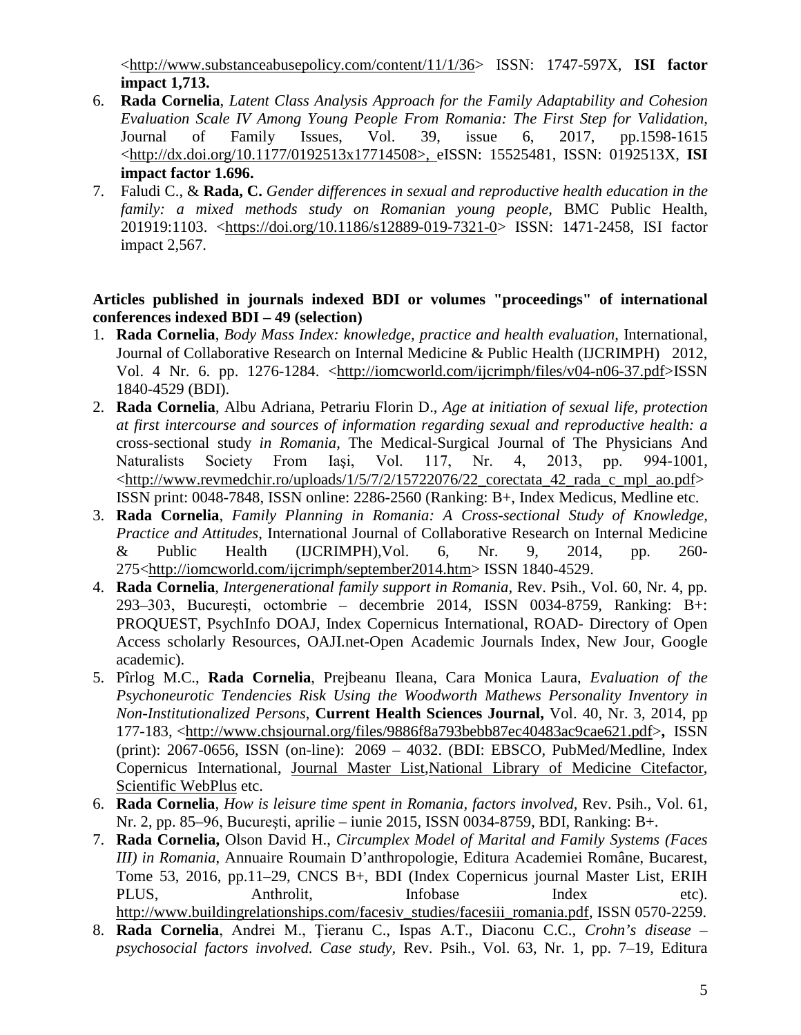<http://www.substanceabusepolicy.com/content/11/1/36> ISSN: 1747-597X, **ISI factor impact 1,713.**

6. **Rada Cornelia**, *Latent Class Analysis Approach for the Family Adaptability and Cohesion Evaluation Scale IV Among Young People From Romania: The First Step for Validation*, Journal of Family Issues, Vol. 39, issue 6, 2017, pp.1598-1615 <http://dx.doi.org/10.1177/0192513x17714508>, eISSN: 15525481, ISSN: 0192513X, **ISI impact factor 1.696.**
7. Faludi C., & **Rada, C.** *Gender differences in sexual and reproductive health education in the family: a mixed methods study on Romanian young people*, BMC Public Health, 201919:1103. <https://doi.org/10.1186/s12889-019-7321-0> ISSN: 1471-2458, ISI factor impact 2,567.

**Articles published in journals indexed BDI or volumes "proceedings" of international conferences indexed BDI – 49 (selection)**

1. **Rada Cornelia**, *Body Mass Index: knowledge, practice and health evaluation*, International, Journal of Collaborative Research on Internal Medicine & Public Health (IJCRIMPH) 2012, Vol. 4 Nr. 6. pp. 1276-1284. <http://iomcworld.com/ijcrimph/files/v04-n06-37.pdf>ISSN 1840-4529 (BDI).
2. **Rada Cornelia**, Albu Adriana, Petrariu Florin D., *Age at initiation of sexual life, protection at first intercourse and sources of information regarding sexual and reproductive health: a* cross-sectional study *in Romania*, The Medical-Surgical Journal of The Physicians And Naturalists Society From Iaşi, Vol. 117, Nr. 4, 2013, pp. 994-1001, <http://www.revmedchir.ro/uploads/1/5/7/2/15722076/22_corectata_42_rada_c_mpl_ao.pdf> ISSN print: 0048-7848, ISSN online: 2286-2560 (Ranking: B+, Index Medicus, Medline etc.
3. **Rada Cornelia**, *Family Planning in Romania: A Cross-sectional Study of Knowledge, Practice and Attitudes*, International Journal of Collaborative Research on Internal Medicine & Public Health (IJCRIMPH),Vol. 6, Nr. 9, 2014, pp. 260-275<http://iomcworld.com/ijcrimph/september2014.htm> ISSN 1840-4529.
4. **Rada Cornelia**, *Intergenerational family support in Romania*, Rev. Psih., Vol. 60, Nr. 4, pp. 293–303, Bucureşti, octombrie – decembrie 2014, ISSN 0034-8759, Ranking: B+: PROQUEST, PsychInfo DOAJ, Index Copernicus International, ROAD- Directory of Open Access scholarly Resources, OAJI.net-Open Academic Journals Index, New Jour, Google academic).
5. Pîrlog M.C., **Rada Cornelia**, Prejbeanu Ileana, Cara Monica Laura, *Evaluation of the Psychoneurotic Tendencies Risk Using the Woodworth Mathews Personality Inventory in Non-Institutionalized Persons*, **Current Health Sciences Journal,** Vol. 40, Nr. 3, 2014, pp 177-183, <http://www.chsjournal.org/files/9886f8a793bebb87ec40483ac9cae621.pdf>**,** ISSN (print): 2067-0656, ISSN (on-line): 2069 – 4032. (BDI: EBSCO, PubMed/Medline, Index Copernicus International, Journal Master List,National Library of Medicine Citefactor, Scientific WebPlus etc.
6. **Rada Cornelia**, *How is leisure time spent in Romania, factors involved*, Rev. Psih., Vol. 61, Nr. 2, pp. 85–96, Bucureşti, aprilie – iunie 2015, ISSN 0034-8759, BDI, Ranking: B+.
7. **Rada Cornelia,** Olson David H., *Circumplex Model of Marital and Family Systems (Faces III) in Romania*, Annuaire Roumain D'anthropologie, Editura Academiei Române, Bucarest, Tome 53, 2016, pp.11–29, CNCS B+, BDI (Index Copernicus journal Master List, ERIH PLUS, Anthrolit, Infobase Index etc). http://www.buildingrelationships.com/facesiv_studies/facesiii_romania.pdf, ISSN 0570-2259.
8. **Rada Cornelia**, Andrei M., Ţieranu C., Ispas A.T., Diaconu C.C., *Crohn's disease – psychosocial factors involved. Case study*, Rev. Psih., Vol. 63, Nr. 1, pp. 7–19, Editura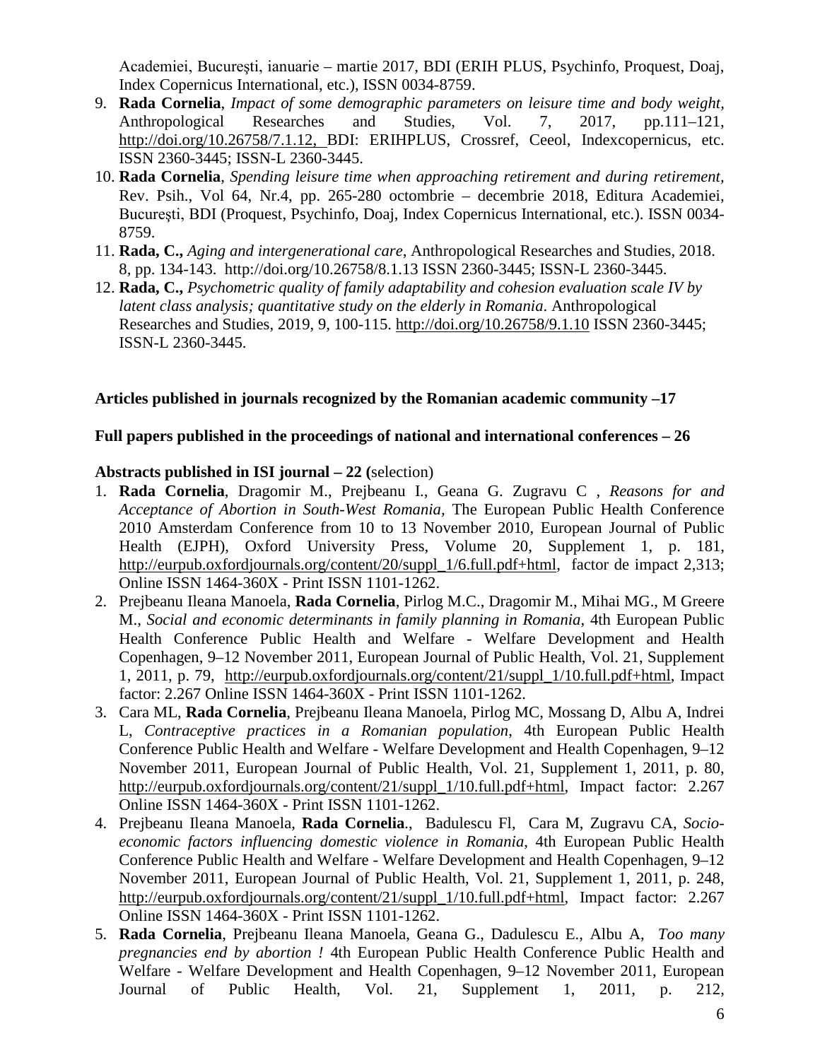Academiei, Bucureşti, ianuarie – martie 2017, BDI (ERIH PLUS, Psychinfo, Proquest, Doaj, Index Copernicus International, etc.), ISSN 0034-8759.

9. **Rada Cornelia**, *Impact of some demographic parameters on leisure time and body weight,* Anthropological Researches and Studies, Vol. 7, 2017, pp.111–121, http://doi.org/10.26758/7.1.12, BDI: ERIHPLUS, Crossref, Ceeol, Indexcopernicus, etc. ISSN 2360-3445; ISSN-L 2360-3445.
10. **Rada Cornelia**, *Spending leisure time when approaching retirement and during retirement,* Rev. Psih., Vol 64, Nr.4, pp. 265-280 octombrie – decembrie 2018, Editura Academiei, Bucureşti, BDI (Proquest, Psychinfo, Doaj, Index Copernicus International, etc.). ISSN 0034-8759.
11. **Rada, C.,** *Aging and intergenerational care*, Anthropological Researches and Studies, 2018. 8, pp. 134-143. http://doi.org/10.26758/8.1.13 ISSN 2360-3445; ISSN-L 2360-3445.
12. **Rada, C.,** *Psychometric quality of family adaptability and cohesion evaluation scale IV by latent class analysis; quantitative study on the elderly in Romania*. Anthropological Researches and Studies, 2019, 9, 100-115. http://doi.org/10.26758/9.1.10 ISSN 2360-3445; ISSN-L 2360-3445.

**Articles published in journals recognized by the Romanian academic community –17**

**Full papers published in the proceedings of national and international conferences – 26**

**Abstracts published in ISI journal – 22 (**selection)

1. **Rada Cornelia**, Dragomir M., Prejbeanu I., Geana G. Zugravu C , *Reasons for and Acceptance of Abortion in South-West Romania,* The European Public Health Conference 2010 Amsterdam Conference from 10 to 13 November 2010, European Journal of Public Health (EJPH), Oxford University Press, Volume 20, Supplement 1, p. 181, http://eurpub.oxfordjournals.org/content/20/suppl_1/6.full.pdf+html, factor de impact 2,313; Online ISSN 1464-360X - Print ISSN 1101-1262.
2. Prejbeanu Ileana Manoela, **Rada Cornelia**, Pirlog M.C., Dragomir M., Mihai MG., M Greere M., *Social and economic determinants in family planning in Romania*, 4th European Public Health Conference Public Health and Welfare - Welfare Development and Health Copenhagen, 9–12 November 2011, European Journal of Public Health, Vol. 21, Supplement 1, 2011, p. 79, http://eurpub.oxfordjournals.org/content/21/suppl_1/10.full.pdf+html, Impact factor: 2.267 Online ISSN 1464-360X - Print ISSN 1101-1262.
3. Cara ML, **Rada Cornelia**, Prejbeanu Ileana Manoela, Pirlog MC, Mossang D, Albu A, Indrei L, *Contraceptive practices in a Romanian population*, 4th European Public Health Conference Public Health and Welfare - Welfare Development and Health Copenhagen, 9–12 November 2011, European Journal of Public Health, Vol. 21, Supplement 1, 2011, p. 80, http://eurpub.oxfordjournals.org/content/21/suppl_1/10.full.pdf+html, Impact factor: 2.267 Online ISSN 1464-360X - Print ISSN 1101-1262.
4. Prejbeanu Ileana Manoela, **Rada Cornelia**., Badulescu Fl, Cara M, Zugravu CA, *Socio-economic factors influencing domestic violence in Romania*, 4th European Public Health Conference Public Health and Welfare - Welfare Development and Health Copenhagen, 9–12 November 2011, European Journal of Public Health, Vol. 21, Supplement 1, 2011, p. 248, http://eurpub.oxfordjournals.org/content/21/suppl_1/10.full.pdf+html, Impact factor: 2.267 Online ISSN 1464-360X - Print ISSN 1101-1262.
5. **Rada Cornelia**, Prejbeanu Ileana Manoela, Geana G., Dadulescu E., Albu A, *Too many pregnancies end by abortion !* 4th European Public Health Conference Public Health and Welfare - Welfare Development and Health Copenhagen, 9–12 November 2011, European Journal of Public Health, Vol. 21, Supplement 1, 2011, p. 212,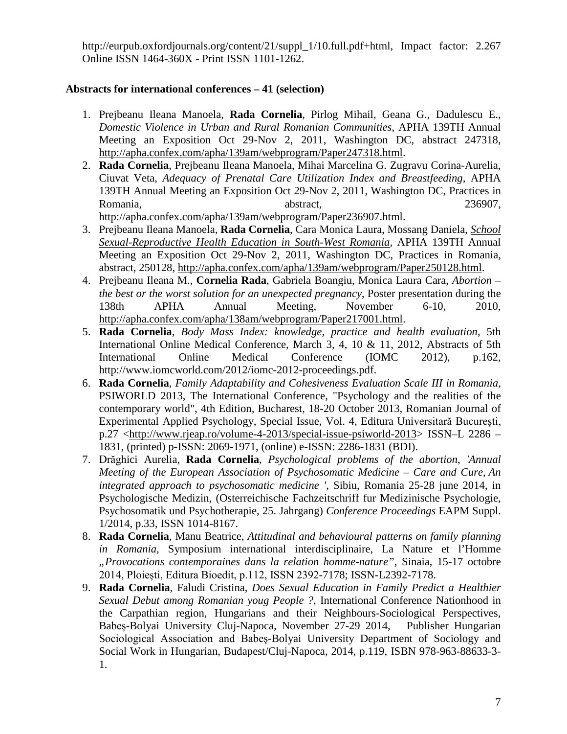http://eurpub.oxfordjournals.org/content/21/suppl_1/10.full.pdf+html, Impact factor: 2.267 Online ISSN 1464-360X - Print ISSN 1101-1262.

**Abstracts for international conferences – 41 (selection)**

1. Prejbeanu Ileana Manoela, **Rada Cornelia**, Pirlog Mihail, Geana G., Dadulescu E., *Domestic Violence in Urban and Rural Romanian Communities*, APHA 139TH Annual Meeting an Exposition Oct 29-Nov 2, 2011, Washington DC, abstract 247318, http://apha.confex.com/apha/139am/webprogram/Paper247318.html.
2. **Rada Cornelia**, Prejbeanu Ileana Manoela, Mihai Marcelina G. Zugravu Corina-Aurelia, Ciuvat Veta, *Adequacy of Prenatal Care Utilization Index and Breastfeeding*, APHA 139TH Annual Meeting an Exposition Oct 29-Nov 2, 2011, Washington DC, Practices in Romania, abstract, 236907, http://apha.confex.com/apha/139am/webprogram/Paper236907.html.
3. Prejbeanu Ileana Manoela, **Rada Cornelia**, Cara Monica Laura, Mossang Daniela, *School Sexual-Reproductive Health Education in South-West Romania*, APHA 139TH Annual Meeting an Exposition Oct 29-Nov 2, 2011, Washington DC, Practices in Romania, abstract, 250128, http://apha.confex.com/apha/139am/webprogram/Paper250128.html.
4. Prejbeanu Ileana M., **Cornelia Rada**, Gabriela Boangiu, Monica Laura Cara, *Abortion – the best or the worst solution for an unexpected pregnancy*, Poster presentation during the 138th APHA Annual Meeting, November 6-10, 2010, http://apha.confex.com/apha/138am/webprogram/Paper217001.html.
5. **Rada Cornelia**, *Body Mass Index: knowledge, practice and health evaluation*, 5th International Online Medical Conference, March 3, 4, 10 & 11, 2012, Abstracts of 5th International Online Medical Conference (IOMC 2012), p.162, http://www.iomcworld.com/2012/iomc-2012-proceedings.pdf.
6. **Rada Cornelia**, *Family Adaptability and Cohesiveness Evaluation Scale III in Romania*, PSIWORLD 2013, The International Conference, "Psychology and the realities of the contemporary world", 4th Edition, Bucharest, 18-20 October 2013, Romanian Journal of Experimental Applied Psychology, Special Issue, Vol. 4, Editura Universitară Bucureşti, p.27 <http://www.rjeap.ro/volume-4-2013/special-issue-psiworld-2013> ISSN–L 2286 – 1831, (printed) p-ISSN: 2069-1971, (online) e-ISSN: 2286-1831 (BDI).
7. Drăghici Aurelia, **Rada Cornelia**, *Psychological problems of the abortion*, *'Annual Meeting of the European Association of Psychosomatic Medicine – Care and Cure, An integrated approach to psychosomatic medicine '*, Sibiu, Romania 25-28 june 2014, in Psychologische Medizin, (Osterreichische Fachzeitschriff fur Medizinische Psychologie, Psychosomatik und Psychotherapie, 25. Jahrgang) *Conference Proceedings* EAPM Suppl. 1/2014, p.33, ISSN 1014-8167.
8. **Rada Cornelia**, Manu Beatrice, *Attitudinal and behavioural patterns on family planning in Romania*, Symposium international interdisciplinaire, La Nature et l'Homme *„Provocations contemporaines dans la relation homme-nature"*, Sinaia, 15-17 octobre 2014, Ploieşti, Editura Bioedit, p.112, ISSN 2392-7178; ISSN-L2392-7178.
9. **Rada Cornelia**, Faludi Cristina, *Does Sexual Education in Family Predict a Healthier Sexual Debut among Romanian youg People ?*, International Conference Nationhood in the Carpathian region, Hungarians and their Neighbours-Sociological Perspectives, Babeş-Bolyai University Cluj-Napoca, November 27-29 2014, Publisher Hungarian Sociological Association and Babeş-Bolyai University Department of Sociology and Social Work in Hungarian, Budapest/Cluj-Napoca, 2014, p.119, ISBN 978-963-88633-3-1.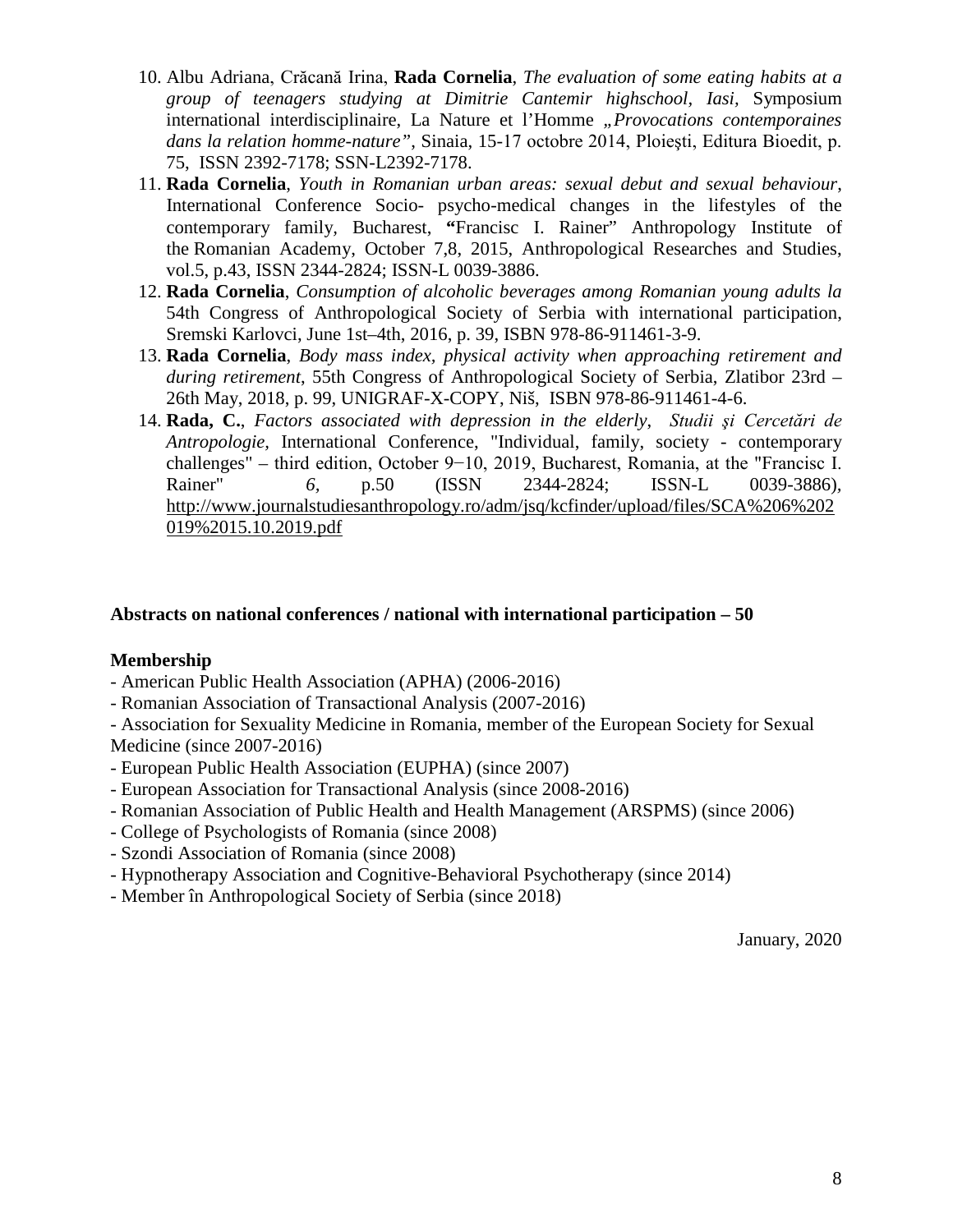10. Albu Adriana, Crăcană Irina, **Rada Cornelia**, *The evaluation of some eating habits at a group of teenagers studying at Dimitrie Cantemir highschool, Iasi*, Symposium international interdisciplinaire, La Nature et l'Homme „*Provocations contemporaines dans la relation homme-nature"*, Sinaia, 15-17 octobre 2014, Ploiești, Editura Bioedit, p. 75, ISSN 2392-7178; SSN-L2392-7178.
11. **Rada Cornelia**, *Youth in Romanian urban areas: sexual debut and sexual behaviour*, International Conference Socio- psycho-medical changes in the lifestyles of the contemporary family, Bucharest, **"**Francisc I. Rainer" Anthropology Institute of the Romanian Academy, October 7,8, 2015, Anthropological Researches and Studies, vol.5, p.43, ISSN 2344-2824; ISSN-L 0039-3886.
12. **Rada Cornelia**, *Consumption of alcoholic beverages among Romanian young adults la* 54th Congress of Anthropological Society of Serbia with international participation, Sremski Karlovci, June 1st–4th, 2016, p. 39, ISBN 978-86-911461-3-9.
13. **Rada Cornelia**, *Body mass index, physical activity when approaching retirement and during retirement*, 55th Congress of Anthropological Society of Serbia, Zlatibor 23rd – 26th May, 2018, p. 99, UNIGRAF-X-COPY, Niš, ISBN 978-86-911461-4-6.
14. **Rada, C.**, *Factors associated with depression in the elderly*, *Studii şi Cercetări de Antropologie*, International Conference, "Individual, family, society - contemporary challenges" – third edition, October 9−10, 2019, Bucharest, Romania, at the "Francisc I. Rainer" *6*, p.50 (ISSN 2344-2824; ISSN-L 0039-3886), http://www.journalstudiesanthropology.ro/adm/jsq/kcfinder/upload/files/SCA%206%202019%2015.10.2019.pdf

**Abstracts on national conferences / national with international participation – 50**

**Membership**

- American Public Health Association (APHA) (2006-2016)
- Romanian Association of Transactional Analysis (2007-2016)
- Association for Sexuality Medicine in Romania, member of the European Society for Sexual Medicine (since 2007-2016)
- European Public Health Association (EUPHA) (since 2007)
- European Association for Transactional Analysis (since 2008-2016)
- Romanian Association of Public Health and Health Management (ARSPMS) (since 2006)
- College of Psychologists of Romania (since 2008)
- Szondi Association of Romania (since 2008)
- Hypnotherapy Association and Cognitive-Behavioral Psychotherapy (since 2014)
- Member în Anthropological Society of Serbia (since 2018)

January, 2020